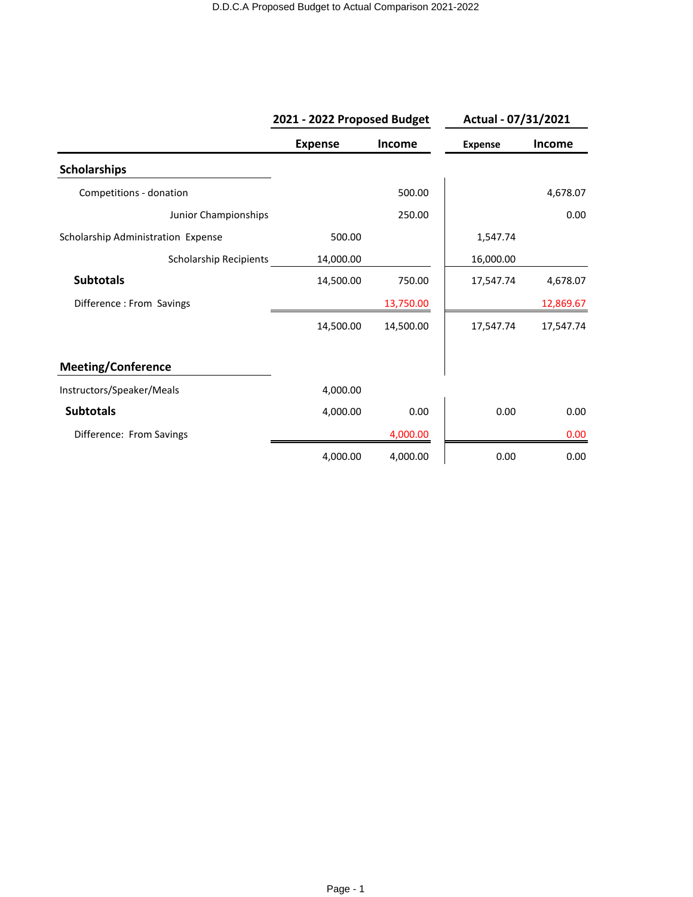D.D.C.A Proposed Budget to Actual Comparison 2021-2022

| | 2021 - 2022 Proposed Budget | | Actual - 07/31/2021 | |
|---|---|---|---|---|
| | Expense | Income | Expense | Income |
| **Scholarships** | | | | |
| Competitions - donation | | 500.00 | | 4,678.07 |
| Junior Championships | | 250.00 | | 0.00 |
| Scholarship Administration Expense | 500.00 | | 1,547.74 | |
| Scholarship Recipients | 14,000.00 | | 16,000.00 | |
| **Subtotals** | 14,500.00 | 750.00 | 17,547.74 | 4,678.07 |
| Difference : From Savings | | 13,750.00 | | 12,869.67 |
| | 14,500.00 | 14,500.00 | 17,547.74 | 17,547.74 |
| **Meeting/Conference** | | | | |
| Instructors/Speaker/Meals | 4,000.00 | | | |
| **Subtotals** | 4,000.00 | 0.00 | 0.00 | 0.00 |
| Difference: From Savings | | 4,000.00 | | 0.00 |
| | 4,000.00 | 4,000.00 | 0.00 | 0.00 |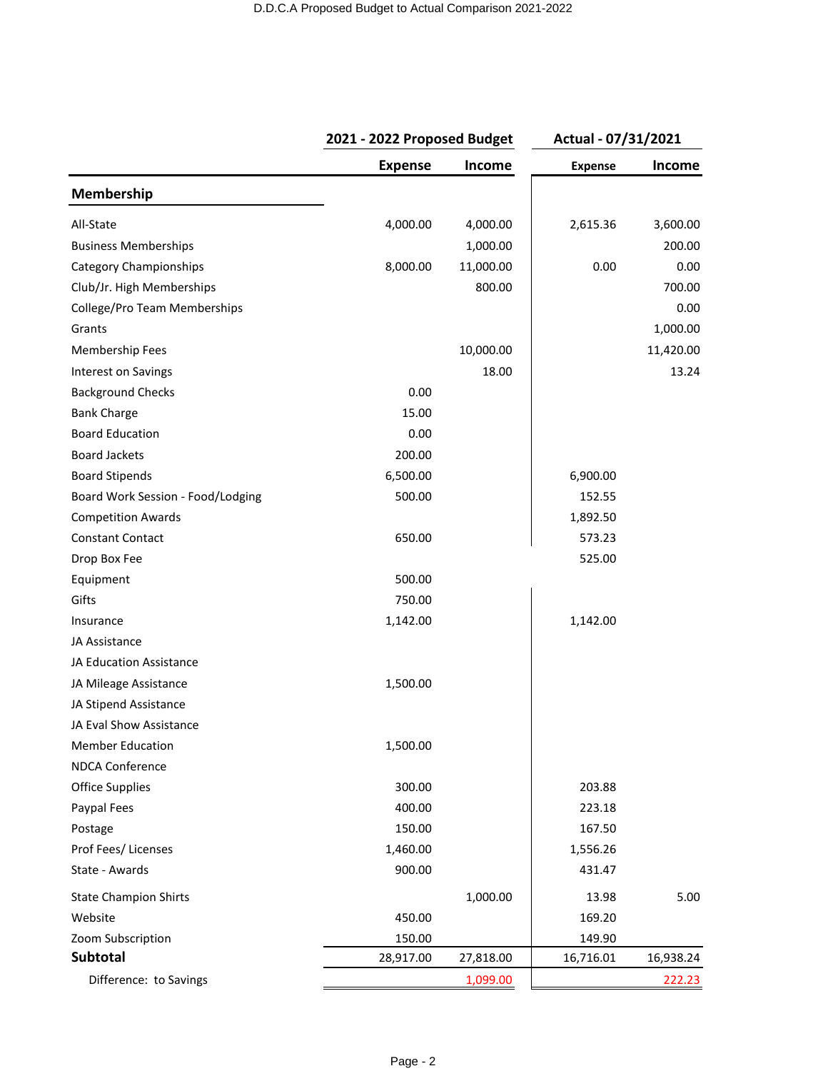| | 2021 - 2022 Proposed Budget | | Actual - 07/31/2021 | |
|---|---|---|---|---|
| | Expense | Income | Expense | Income |
| **Membership** | | | | |
| All-State | 4,000.00 | 4,000.00 | 2,615.36 | 3,600.00 |
| Business Memberships | | 1,000.00 | | 200.00 |
| Category Championships | 8,000.00 | 11,000.00 | 0.00 | 0.00 |
| Club/Jr. High Memberships | | 800.00 | | 700.00 |
| College/Pro Team Memberships | | | | 0.00 |
| Grants | | | | 1,000.00 |
| Membership Fees | | 10,000.00 | | 11,420.00 |
| Interest on Savings | | 18.00 | | 13.24 |
| Background Checks | 0.00 | | | |
| Bank Charge | 15.00 | | | |
| Board Education | 0.00 | | | |
| Board Jackets | 200.00 | | | |
| Board Stipends | 6,500.00 | | 6,900.00 | |
| Board Work Session - Food/Lodging | 500.00 | | 152.55 | |
| Competition Awards | | | 1,892.50 | |
| Constant Contact | 650.00 | | 573.23 | |
| Drop Box Fee | | | 525.00 | |
| Equipment | 500.00 | | | |
| Gifts | 750.00 | | | |
| Insurance | 1,142.00 | | 1,142.00 | |
| JA Assistance | | | | |
| JA Education Assistance | | | | |
| JA Mileage Assistance | 1,500.00 | | | |
| JA Stipend Assistance | | | | |
| JA Eval Show Assistance | | | | |
| Member Education | 1,500.00 | | | |
| NDCA Conference | | | | |
| Office Supplies | 300.00 | | 203.88 | |
| Paypal Fees | 400.00 | | 223.18 | |
| Postage | 150.00 | | 167.50 | |
| Prof Fees/ Licenses | 1,460.00 | | 1,556.26 | |
| State - Awards | 900.00 | | 431.47 | |
| State Champion Shirts | | 1,000.00 | 13.98 | 5.00 |
| Website | 450.00 | | 169.20 | |
| Zoom Subscription | 150.00 | | 149.90 | |
| **Subtotal** | 28,917.00 | 27,818.00 | 16,716.01 | 16,938.24 |
| Difference: to Savings | | 1,099.00 | | 222.23 |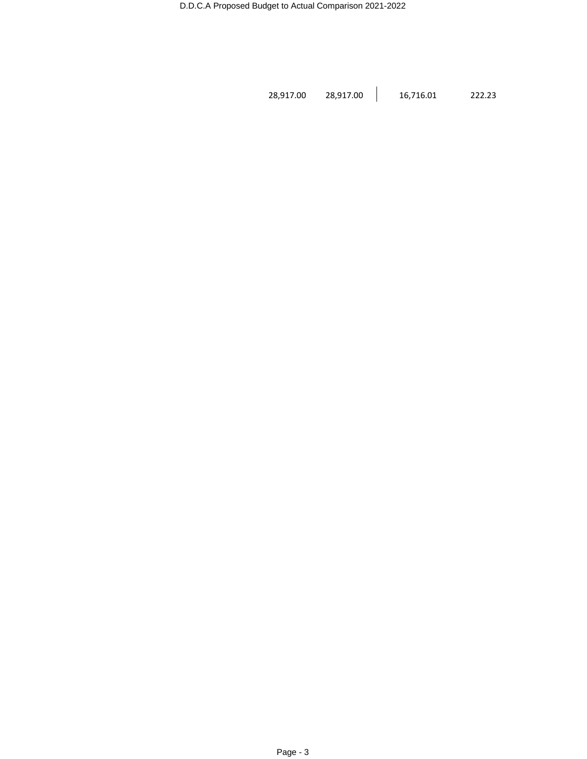| | | | |
|---|---|---|---|
| 28,917.00 | 28,917.00 | 16,716.01 | 222.23 |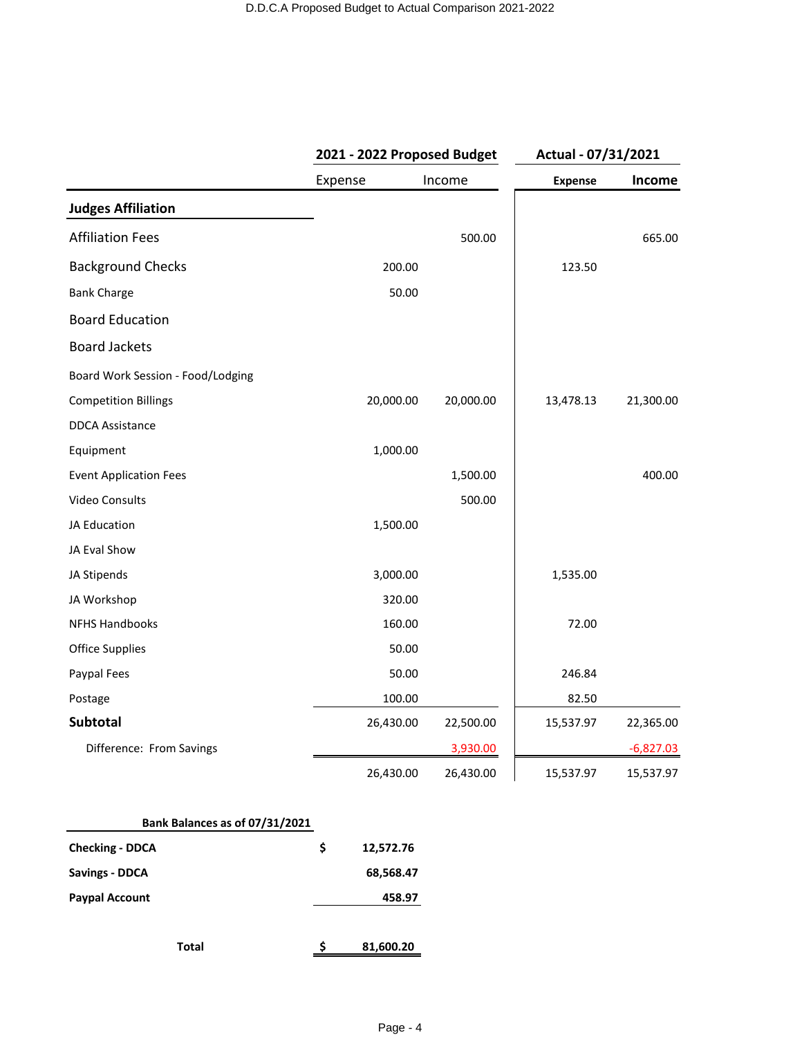| | 2021 - 2022 Proposed Budget | | Actual - 07/31/2021 | |
|---|---|---|---|---|
| | Expense | Income | Expense | Income |
| **Judges Affiliation** | | | | |
| Affiliation Fees | | 500.00 | | 665.00 |
| Background Checks | 200.00 | | 123.50 | |
| Bank Charge | 50.00 | | | |
| Board Education | | | | |
| Board Jackets | | | | |
| Board Work Session - Food/Lodging | | | | |
| Competition Billings | 20,000.00 | 20,000.00 | 13,478.13 | 21,300.00 |
| DDCA Assistance | | | | |
| Equipment | 1,000.00 | | | |
| Event Application Fees | | 1,500.00 | | 400.00 |
| Video Consults | | 500.00 | | |
| JA Education | 1,500.00 | | | |
| JA Eval Show | | | | |
| JA Stipends | 3,000.00 | | 1,535.00 | |
| JA Workshop | 320.00 | | | |
| NFHS Handbooks | 160.00 | | 72.00 | |
| Office Supplies | 50.00 | | | |
| Paypal Fees | 50.00 | | 246.84 | |
| Postage | 100.00 | | 82.50 | |
| **Subtotal** | 26,430.00 | 22,500.00 | 15,537.97 | 22,365.00 |
| Difference: From Savings | | 3,930.00 | | -6,827.03 |
| | 26,430.00 | 26,430.00 | 15,537.97 | 15,537.97 |

| **Bank Balances as of 07/31/2021** | |
|---|---|
| **Checking - DDCA** | **$ 12,572.76** |
| **Savings - DDCA** | **68,568.47** |
| **Paypal Account** | **458.97** |
| **Total** | **$ 81,600.20** |